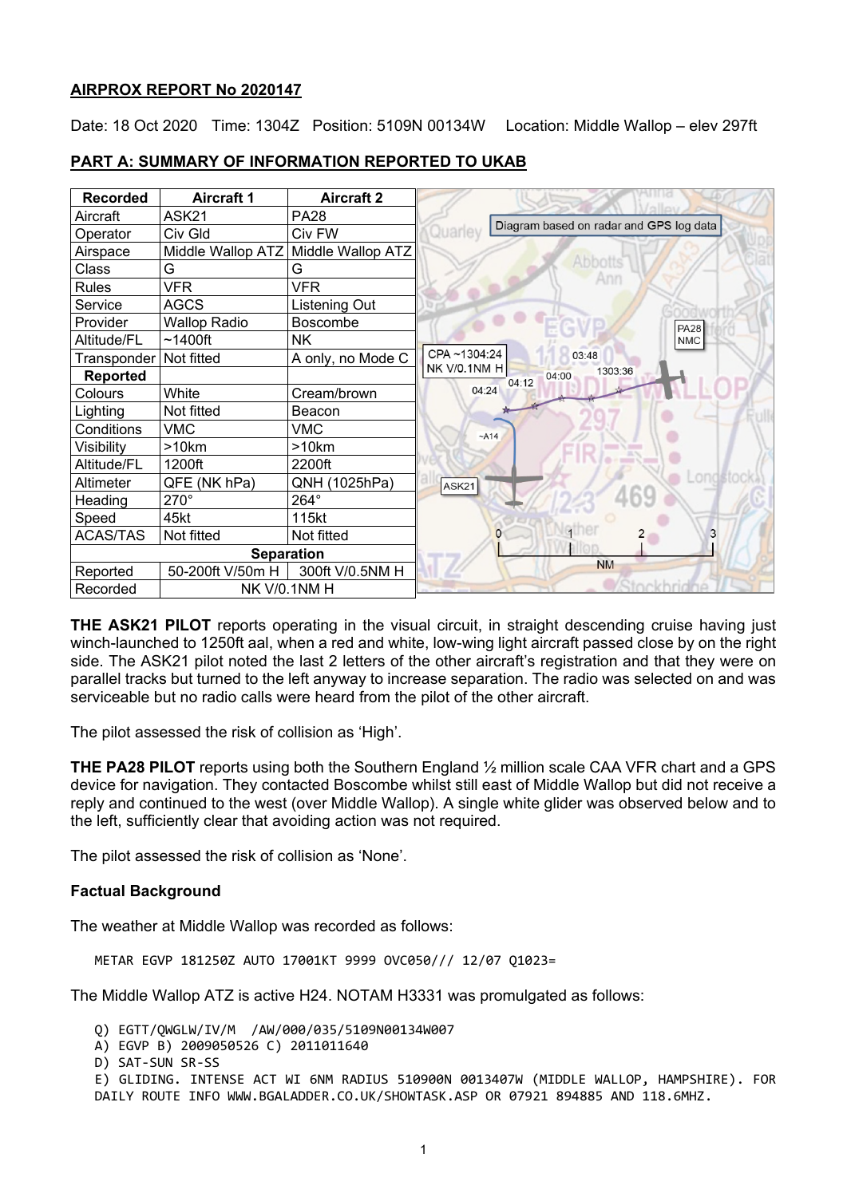**AIRPROX REPORT No 2020147**

Date: 18 Oct 2020 Time: 1304Z Position: 5109N 00134W Location: Middle Wallop – elev 297ft

**PART A: SUMMARY OF INFORMATION REPORTED TO UKAB**

| Recorded | Aircraft 1 | Aircraft 2 |
|---|---|---|
| Aircraft | ASK21 | PA28 |
| Operator | Civ Gld | Civ FW |
| Airspace | Middle Wallop ATZ | Middle Wallop ATZ |
| Class | G | G |
| Rules | VFR | VFR |
| Service | AGCS | Listening Out |
| Provider | Wallop Radio | Boscombe |
| Altitude/FL | ~1400ft | NK |
| Transponder | Not fitted | A only, no Mode C |
| **Reported** | | |
| Colours | White | Cream/brown |
| Lighting | Not fitted | Beacon |
| Conditions | VMC | VMC |
| Visibility | >10km | >10km |
| Altitude/FL | 1200ft | 2200ft |
| Altimeter | QFE (NK hPa) | QNH (1025hPa) |
| Heading | 270° | 264° |
| Speed | 45kt | 115kt |
| ACAS/TAS | Not fitted | Not fitted |
| **Separation** | | |
| Reported | 50-200ft V/50m H | 300ft V/0.5NM H |
| Recorded | NK V/0.1NM H | |

Diagram based on radar and GPS log data

PA28 NMC

CPA ~1304:24 NK V/0.1NM H

03:48
1303:36
04:00
04:12
04:24
~A14
ASK21

0 1 2 3
NM

**THE ASK21 PILOT** reports operating in the visual circuit, in straight descending cruise having just winch-launched to 1250ft aal, when a red and white, low-wing light aircraft passed close by on the right side. The ASK21 pilot noted the last 2 letters of the other aircraft's registration and that they were on parallel tracks but turned to the left anyway to increase separation. The radio was selected on and was serviceable but no radio calls were heard from the pilot of the other aircraft.

The pilot assessed the risk of collision as 'High'.

**THE PA28 PILOT** reports using both the Southern England ½ million scale CAA VFR chart and a GPS device for navigation. They contacted Boscombe whilst still east of Middle Wallop but did not receive a reply and continued to the west (over Middle Wallop). A single white glider was observed below and to the left, sufficiently clear that avoiding action was not required.

The pilot assessed the risk of collision as 'None'.

**Factual Background**

The weather at Middle Wallop was recorded as follows:

```
METAR EGVP 181250Z AUTO 17001KT 9999 OVC050/// 12/07 Q1023=
```

The Middle Wallop ATZ is active H24. NOTAM H3331 was promulgated as follows:

```
Q) EGTT/QWGLW/IV/M  /AW/000/035/5109N00134W007
A) EGVP B) 2009050526 C) 2011011640
D) SAT-SUN SR-SS
E) GLIDING. INTENSE ACT WI 6NM RADIUS 510900N 0013407W (MIDDLE WALLOP, HAMPSHIRE). FOR
DAILY ROUTE INFO WWW.BGALADDER.CO.UK/SHOWTASK.ASP OR 07921 894885 AND 118.6MHZ.
```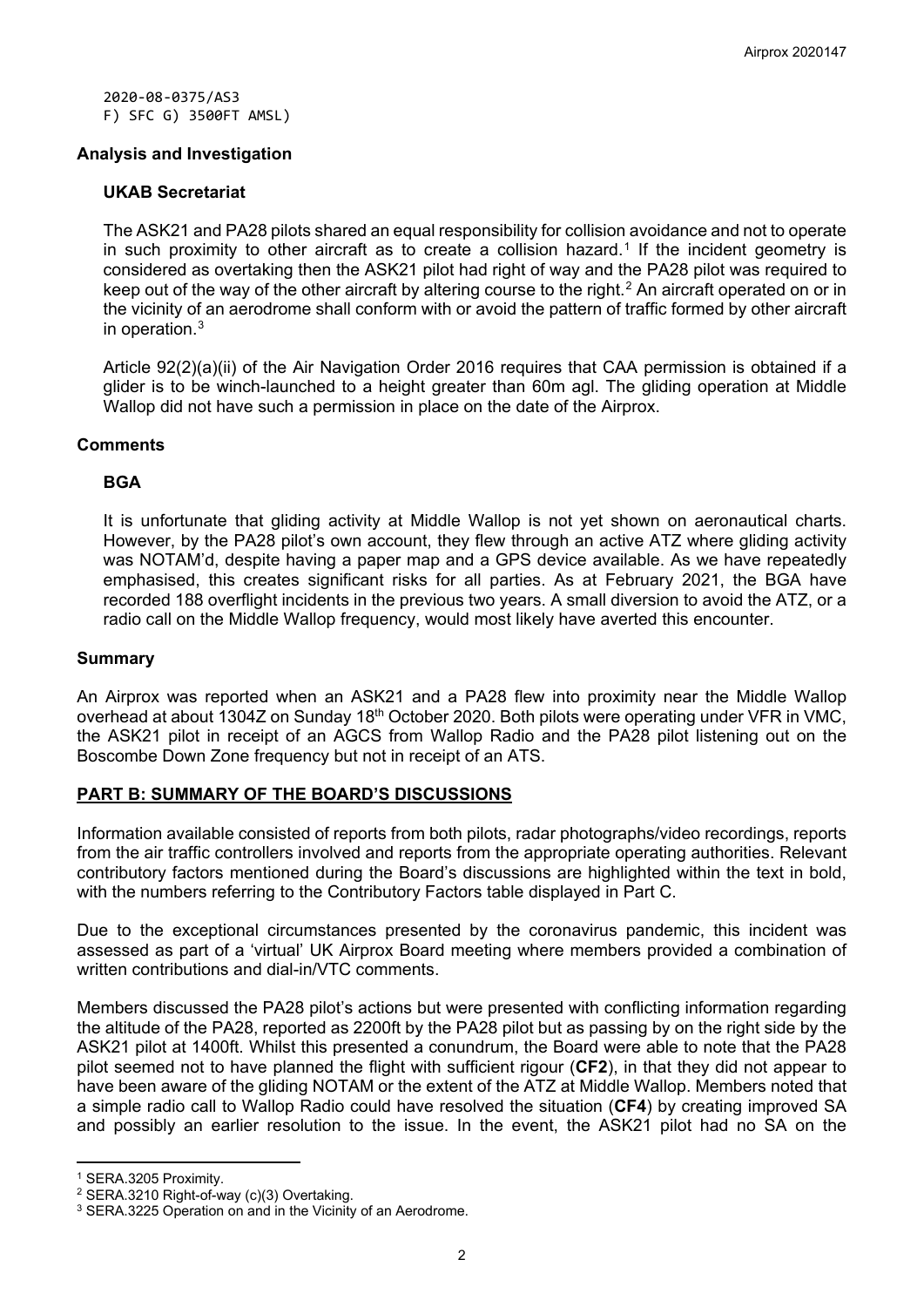```
2020-08-0375/AS3
F) SFC G) 3500FT AMSL)
```

### Analysis and Investigation

#### UKAB Secretariat

The ASK21 and PA28 pilots shared an equal responsibility for collision avoidance and not to operate in such proximity to other aircraft as to create a collision hazard.[1] If the incident geometry is considered as overtaking then the ASK21 pilot had right of way and the PA28 pilot was required to keep out of the way of the other aircraft by altering course to the right.[2] An aircraft operated on or in the vicinity of an aerodrome shall conform with or avoid the pattern of traffic formed by other aircraft in operation.[3]

Article 92(2)(a)(ii) of the Air Navigation Order 2016 requires that CAA permission is obtained if a glider is to be winch-launched to a height greater than 60m agl. The gliding operation at Middle Wallop did not have such a permission in place on the date of the Airprox.

### Comments

#### BGA

It is unfortunate that gliding activity at Middle Wallop is not yet shown on aeronautical charts. However, by the PA28 pilot's own account, they flew through an active ATZ where gliding activity was NOTAM'd, despite having a paper map and a GPS device available. As we have repeatedly emphasised, this creates significant risks for all parties. As at February 2021, the BGA have recorded 188 overflight incidents in the previous two years. A small diversion to avoid the ATZ, or a radio call on the Middle Wallop frequency, would most likely have averted this encounter.

### Summary

An Airprox was reported when an ASK21 and a PA28 flew into proximity near the Middle Wallop overhead at about 1304Z on Sunday 18th October 2020. Both pilots were operating under VFR in VMC, the ASK21 pilot in receipt of an AGCS from Wallop Radio and the PA28 pilot listening out on the Boscombe Down Zone frequency but not in receipt of an ATS.

## PART B: SUMMARY OF THE BOARD'S DISCUSSIONS

Information available consisted of reports from both pilots, radar photographs/video recordings, reports from the air traffic controllers involved and reports from the appropriate operating authorities. Relevant contributory factors mentioned during the Board's discussions are highlighted within the text in bold, with the numbers referring to the Contributory Factors table displayed in Part C.

Due to the exceptional circumstances presented by the coronavirus pandemic, this incident was assessed as part of a 'virtual' UK Airprox Board meeting where members provided a combination of written contributions and dial-in/VTC comments.

Members discussed the PA28 pilot's actions but were presented with conflicting information regarding the altitude of the PA28, reported as 2200ft by the PA28 pilot but as passing by on the right side by the ASK21 pilot at 1400ft. Whilst this presented a conundrum, the Board were able to note that the PA28 pilot seemed not to have planned the flight with sufficient rigour (**CF2**), in that they did not appear to have been aware of the gliding NOTAM or the extent of the ATZ at Middle Wallop. Members noted that a simple radio call to Wallop Radio could have resolved the situation (**CF4**) by creating improved SA and possibly an earlier resolution to the issue. In the event, the ASK21 pilot had no SA on the

---

[1] SERA.3205 Proximity.

[2] SERA.3210 Right-of-way (c)(3) Overtaking.

[3] SERA.3225 Operation on and in the Vicinity of an Aerodrome.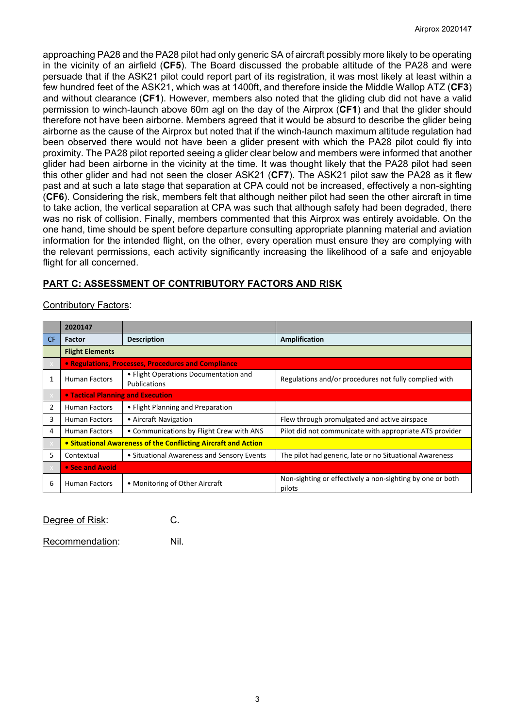approaching PA28 and the PA28 pilot had only generic SA of aircraft possibly more likely to be operating in the vicinity of an airfield (**CF5**). The Board discussed the probable altitude of the PA28 and were persuade that if the ASK21 pilot could report part of its registration, it was most likely at least within a few hundred feet of the ASK21, which was at 1400ft, and therefore inside the Middle Wallop ATZ (**CF3**) and without clearance (**CF1**). However, members also noted that the gliding club did not have a valid permission to winch-launch above 60m agl on the day of the Airprox (**CF1**) and that the glider should therefore not have been airborne. Members agreed that it would be absurd to describe the glider being airborne as the cause of the Airprox but noted that if the winch-launch maximum altitude regulation had been observed there would not have been a glider present with which the PA28 pilot could fly into proximity. The PA28 pilot reported seeing a glider clear below and members were informed that another glider had been airborne in the vicinity at the time. It was thought likely that the PA28 pilot had seen this other glider and had not seen the closer ASK21 (**CF7**). The ASK21 pilot saw the PA28 as it flew past and at such a late stage that separation at CPA could not be increased, effectively a non-sighting (**CF6**). Considering the risk, members felt that although neither pilot had seen the other aircraft in time to take action, the vertical separation at CPA was such that although safety had been degraded, there was no risk of collision. Finally, members commented that this Airprox was entirely avoidable. On the one hand, time should be spent before departure consulting appropriate planning material and aviation information for the intended flight, on the other, every operation must ensure they are complying with the relevant permissions, each activity significantly increasing the likelihood of a safe and enjoyable flight for all concerned.

## PART C: ASSESSMENT OF CONTRIBUTORY FACTORS AND RISK

Contributory Factors:

| | 2020147 | | |
|---|---|---|---|
| CF | Factor | Description | Amplification |
| | **Flight Elements** | | |
| | **• Regulations, Processes, Procedures and Compliance** | | |
| 1 | Human Factors | • Flight Operations Documentation and Publications | Regulations and/or procedures not fully complied with |
| | **• Tactical Planning and Execution** | | |
| 2 | Human Factors | • Flight Planning and Preparation | |
| 3 | Human Factors | • Aircraft Navigation | Flew through promulgated and active airspace |
| 4 | Human Factors | • Communications by Flight Crew with ANS | Pilot did not communicate with appropriate ATS provider |
| | **• Situational Awareness of the Conflicting Aircraft and Action** | | |
| 5 | Contextual | • Situational Awareness and Sensory Events | The pilot had generic, late or no Situational Awareness |
| | **• See and Avoid** | | |
| 6 | Human Factors | • Monitoring of Other Aircraft | Non-sighting or effectively a non-sighting by one or both pilots |

Degree of Risk: C.

Recommendation: Nil.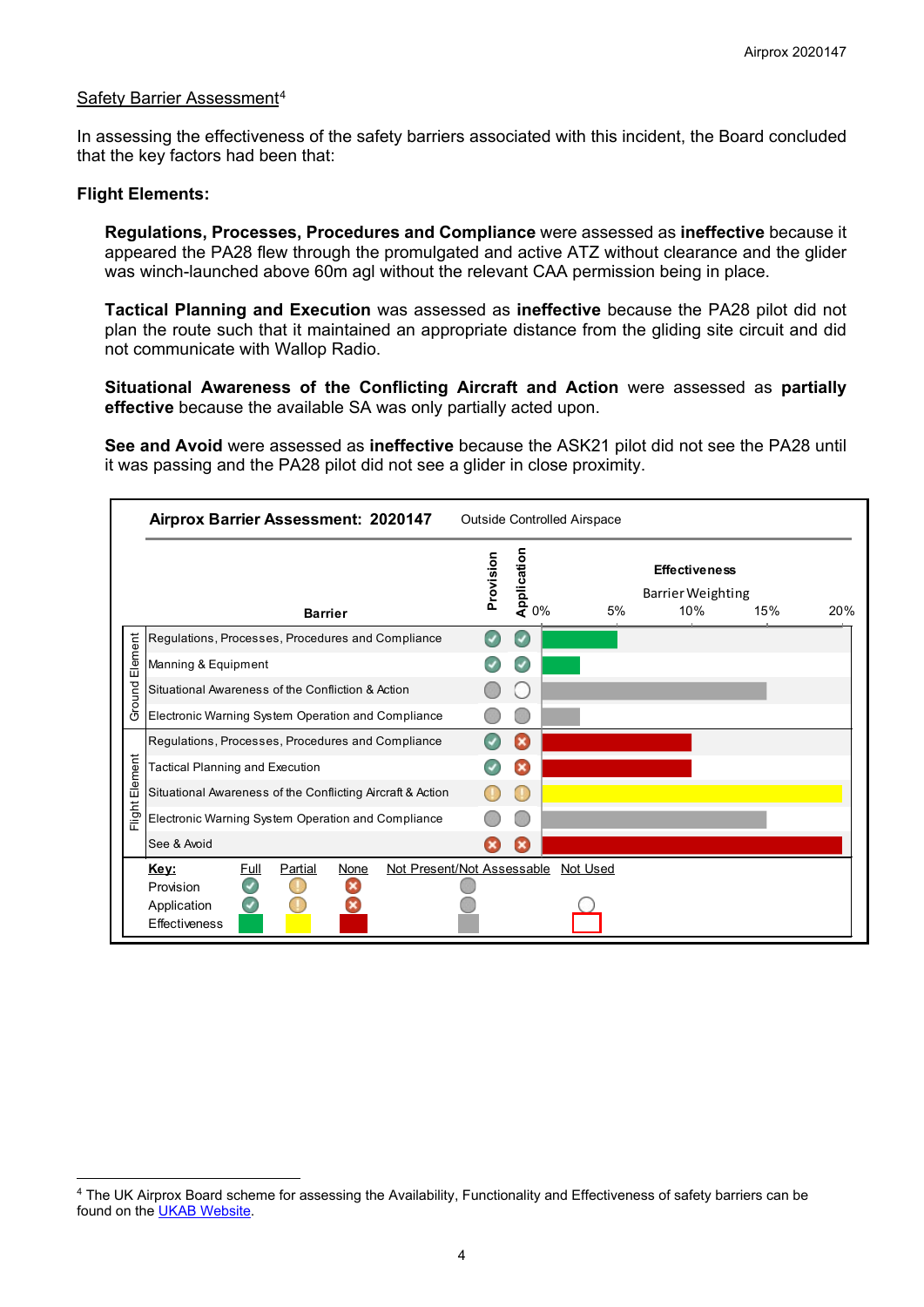## Safety Barrier Assessment[4]

In assessing the effectiveness of the safety barriers associated with this incident, the Board concluded that the key factors had been that:

**Flight Elements:**

**Regulations, Processes, Procedures and Compliance** were assessed as **ineffective** because it appeared the PA28 flew through the promulgated and active ATZ without clearance and the glider was winch-launched above 60m agl without the relevant CAA permission being in place.

**Tactical Planning and Execution** was assessed as **ineffective** because the PA28 pilot did not plan the route such that it maintained an appropriate distance from the gliding site circuit and did not communicate with Wallop Radio.

**Situational Awareness of the Conflicting Aircraft and Action** were assessed as **partially effective** because the available SA was only partially acted upon.

**See and Avoid** were assessed as **ineffective** because the ASK21 pilot did not see the PA28 until it was passing and the PA28 pilot did not see a glider in close proximity.

Airprox Barrier Assessment: 2020147

Outside Controlled Airspace

Barrier

Provision

Application

Effectiveness

Barrier Weighting

0%

5%

10%

15%

20%

Ground Element

Regulations, Processes, Procedures and Compliance

Manning & Equipment

Situational Awareness of the Confliction & Action

Electronic Warning System Operation and Compliance

Flight Element

Regulations, Processes, Procedures and Compliance

Tactical Planning and Execution

Situational Awareness of the Conflicting Aircraft & Action

Electronic Warning System Operation and Compliance

See & Avoid

Key: Full Partial None Not Present/Not Assessable Not Used

Provision

Application

Effectiveness

[4] The UK Airprox Board scheme for assessing the Availability, Functionality and Effectiveness of safety barriers can be found on the UKAB Website.